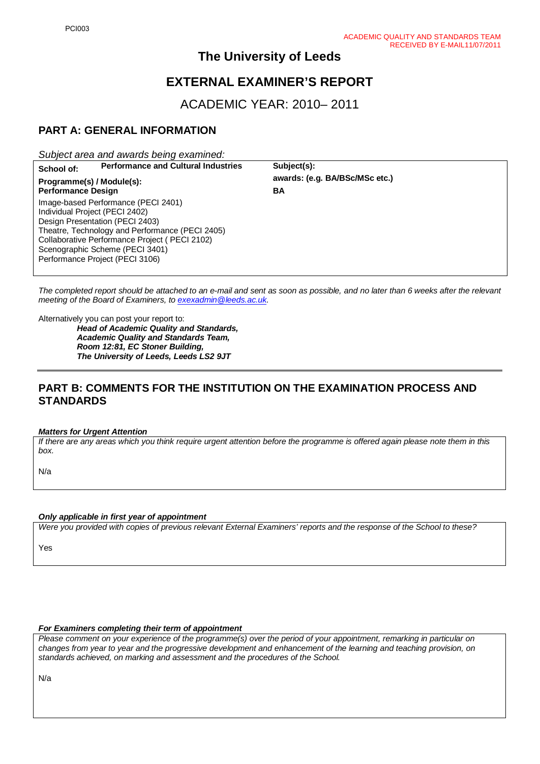PCI003

ACADEMIC QUALITY AND STANDARDS TEAM
RECEIVED BY E-MAIL11/07/2011

# The University of Leeds

## EXTERNAL EXAMINER'S REPORT

## ACADEMIC YEAR: 2010– 2011

## PART A: GENERAL INFORMATION

*Subject area and awards being examined:*

| | |
|---|---|
| **School of:** **Performance and Cultural Industries** | **Subject(s):** |
| **Programme(s) / Module(s):** **Performance Design** | **awards: (e.g. BA/BSc/MSc etc.)** **BA** |
| Image-based Performance (PECI 2401)<br>Individual Project (PECI 2402)<br>Design Presentation (PECI 2403)<br>Theatre, Technology and Performance (PECI 2405)<br>Collaborative Performance Project ( PECI 2102)<br>Scenographic Scheme (PECI 3401)<br>Performance Project (PECI 3106) | |

*The completed report should be attached to an e-mail and sent as soon as possible, and no later than 6 weeks after the relevant meeting of the Board of Examiners, to exexadmin@leeds.ac.uk.*

Alternatively you can post your report to:

***Head of Academic Quality and Standards,***
***Academic Quality and Standards Team,***
***Room 12:81, EC Stoner Building,***
***The University of Leeds, Leeds LS2 9JT***

## PART B: COMMENTS FOR THE INSTITUTION ON THE EXAMINATION PROCESS AND STANDARDS

***Matters for Urgent Attention***

*If there are any areas which you think require urgent attention before the programme is offered again please note them in this box.*

N/a

***Only applicable in first year of appointment***

*Were you provided with copies of previous relevant External Examiners' reports and the response of the School to these?*

Yes

***For Examiners completing their term of appointment***

*Please comment on your experience of the programme(s) over the period of your appointment, remarking in particular on changes from year to year and the progressive development and enhancement of the learning and teaching provision, on standards achieved, on marking and assessment and the procedures of the School.*

N/a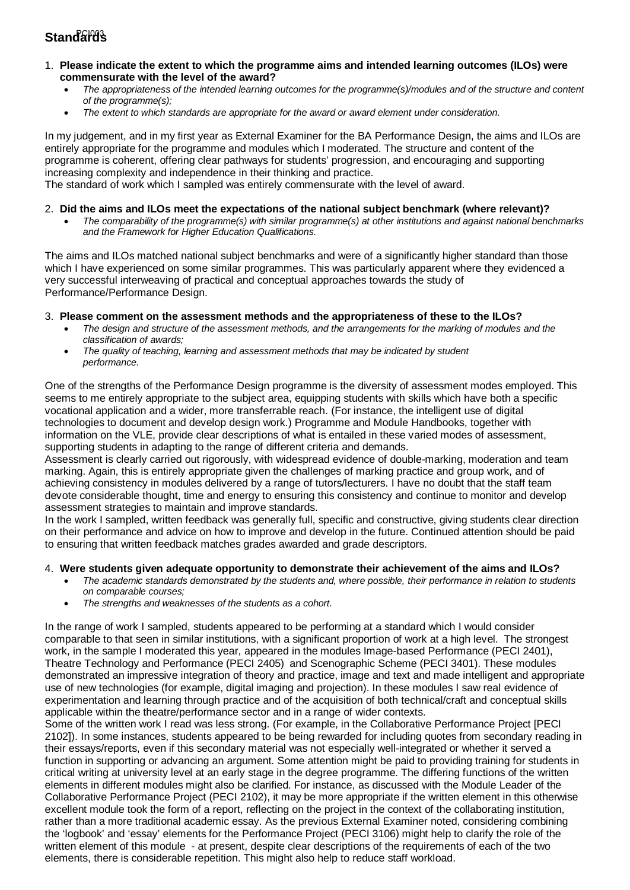## Standards

1. **Please indicate the extent to which the programme aims and intended learning outcomes (ILOs) were commensurate with the level of the award?**
   - *The appropriateness of the intended learning outcomes for the programme(s)/modules and of the structure and content of the programme(s);*
   - *The extent to which standards are appropriate for the award or award element under consideration.*

In my judgement, and in my first year as External Examiner for the BA Performance Design, the aims and ILOs are entirely appropriate for the programme and modules which I moderated. The structure and content of the programme is coherent, offering clear pathways for students' progression, and encouraging and supporting increasing complexity and independence in their thinking and practice.
The standard of work which I sampled was entirely commensurate with the level of award.

2. **Did the aims and ILOs meet the expectations of the national subject benchmark (where relevant)?**
   - *The comparability of the programme(s) with similar programme(s) at other institutions and against national benchmarks and the Framework for Higher Education Qualifications.*

The aims and ILOs matched national subject benchmarks and were of a significantly higher standard than those which I have experienced on some similar programmes. This was particularly apparent where they evidenced a very successful interweaving of practical and conceptual approaches towards the study of Performance/Performance Design.

3. **Please comment on the assessment methods and the appropriateness of these to the ILOs?**
   - *The design and structure of the assessment methods, and the arrangements for the marking of modules and the classification of awards;*
   - *The quality of teaching, learning and assessment methods that may be indicated by student performance.*

One of the strengths of the Performance Design programme is the diversity of assessment modes employed. This seems to me entirely appropriate to the subject area, equipping students with skills which have both a specific vocational application and a wider, more transferrable reach. (For instance, the intelligent use of digital technologies to document and develop design work.) Programme and Module Handbooks, together with information on the VLE, provide clear descriptions of what is entailed in these varied modes of assessment, supporting students in adapting to the range of different criteria and demands.
Assessment is clearly carried out rigorously, with widespread evidence of double-marking, moderation and team marking. Again, this is entirely appropriate given the challenges of marking practice and group work, and of achieving consistency in modules delivered by a range of tutors/lecturers. I have no doubt that the staff team devote considerable thought, time and energy to ensuring this consistency and continue to monitor and develop assessment strategies to maintain and improve standards.
In the work I sampled, written feedback was generally full, specific and constructive, giving students clear direction on their performance and advice on how to improve and develop in the future. Continued attention should be paid to ensuring that written feedback matches grades awarded and grade descriptors.

4. **Were students given adequate opportunity to demonstrate their achievement of the aims and ILOs?**
   - *The academic standards demonstrated by the students and, where possible, their performance in relation to students on comparable courses;*
   - *The strengths and weaknesses of the students as a cohort.*

In the range of work I sampled, students appeared to be performing at a standard which I would consider comparable to that seen in similar institutions, with a significant proportion of work at a high level. The strongest work, in the sample I moderated this year, appeared in the modules Image-based Performance (PECI 2401), Theatre Technology and Performance (PECI 2405) and Scenographic Scheme (PECI 3401). These modules demonstrated an impressive integration of theory and practice, image and text and made intelligent and appropriate use of new technologies (for example, digital imaging and projection). In these modules I saw real evidence of experimentation and learning through practice and of the acquisition of both technical/craft and conceptual skills applicable within the theatre/performance sector and in a range of wider contexts.
Some of the written work I read was less strong. (For example, in the Collaborative Performance Project [PECI 2102]). In some instances, students appeared to be being rewarded for including quotes from secondary reading in their essays/reports, even if this secondary material was not especially well-integrated or whether it served a function in supporting or advancing an argument. Some attention might be paid to providing training for students in critical writing at university level at an early stage in the degree programme. The differing functions of the written elements in different modules might also be clarified. For instance, as discussed with the Module Leader of the Collaborative Performance Project (PECI 2102), it may be more appropriate if the written element in this otherwise excellent module took the form of a report, reflecting on the project in the context of the collaborating institution, rather than a more traditional academic essay. As the previous External Examiner noted, considering combining the 'logbook' and 'essay' elements for the Performance Project (PECI 3106) might help to clarify the role of the written element of this module - at present, despite clear descriptions of the requirements of each of the two elements, there is considerable repetition. This might also help to reduce staff workload.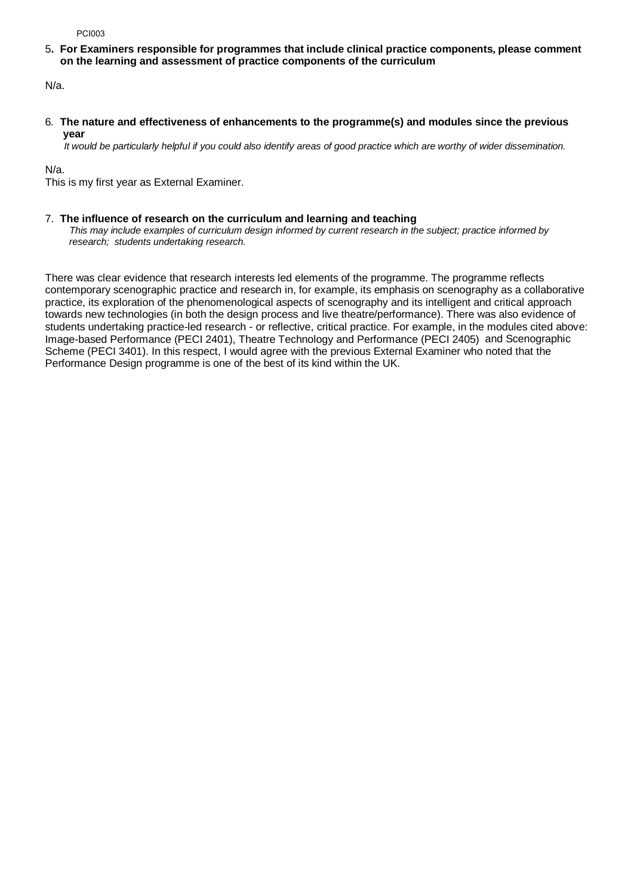5**. For Examiners responsible for programmes that include clinical practice components, please comment on the learning and assessment of practice components of the curriculum**

N/a.

6. **The nature and effectiveness of enhancements to the programme(s) and modules since the previous year**

*It would be particularly helpful if you could also identify areas of good practice which are worthy of wider dissemination.*

N/a.
This is my first year as External Examiner.

7. **The influence of research on the curriculum and learning and teaching**

*This may include examples of curriculum design informed by current research in the subject; practice informed by research; students undertaking research.*

There was clear evidence that research interests led elements of the programme. The programme reflects contemporary scenographic practice and research in, for example, its emphasis on scenography as a collaborative practice, its exploration of the phenomenological aspects of scenography and its intelligent and critical approach towards new technologies (in both the design process and live theatre/performance). There was also evidence of students undertaking practice-led research - or reflective, critical practice. For example, in the modules cited above: Image-based Performance (PECI 2401), Theatre Technology and Performance (PECI 2405) and Scenographic Scheme (PECI 3401). In this respect, I would agree with the previous External Examiner who noted that the Performance Design programme is one of the best of its kind within the UK.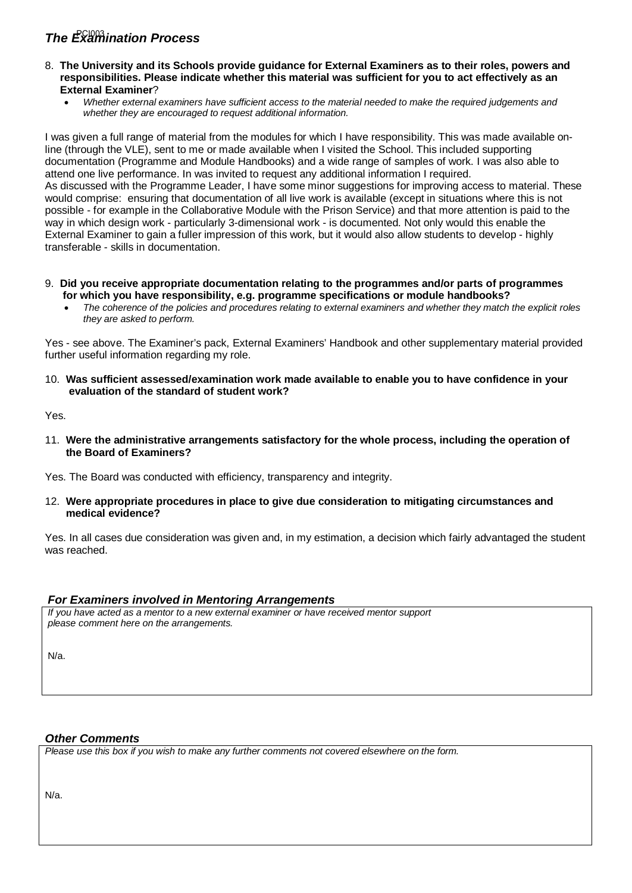## *The Examination Process*

8. **The University and its Schools provide guidance for External Examiners as to their roles, powers and responsibilities. Please indicate whether this material was sufficient for you to act effectively as an External Examiner**?
   - *Whether external examiners have sufficient access to the material needed to make the required judgements and whether they are encouraged to request additional information.*

I was given a full range of material from the modules for which I have responsibility. This was made available on-line (through the VLE), sent to me or made available when I visited the School. This included supporting documentation (Programme and Module Handbooks) and a wide range of samples of work. I was also able to attend one live performance. In was invited to request any additional information I required.
As discussed with the Programme Leader, I have some minor suggestions for improving access to material. These would comprise: ensuring that documentation of all live work is available (except in situations where this is not possible - for example in the Collaborative Module with the Prison Service) and that more attention is paid to the way in which design work - particularly 3-dimensional work - is documented. Not only would this enable the External Examiner to gain a fuller impression of this work, but it would also allow students to develop - highly transferable - skills in documentation.

9. **Did you receive appropriate documentation relating to the programmes and/or parts of programmes for which you have responsibility, e.g. programme specifications or module handbooks?**
   - *The coherence of the policies and procedures relating to external examiners and whether they match the explicit roles they are asked to perform.*

Yes - see above. The Examiner's pack, External Examiners' Handbook and other supplementary material provided further useful information regarding my role.

10. **Was sufficient assessed/examination work made available to enable you to have confidence in your evaluation of the standard of student work?**

Yes.

11. **Were the administrative arrangements satisfactory for the whole process, including the operation of the Board of Examiners?**

Yes. The Board was conducted with efficiency, transparency and integrity.

12. **Were appropriate procedures in place to give due consideration to mitigating circumstances and medical evidence?**

Yes. In all cases due consideration was given and, in my estimation, a decision which fairly advantaged the student was reached.

### *For Examiners involved in Mentoring Arrangements*

*If you have acted as a mentor to a new external examiner or have received mentor support please comment here on the arrangements.*

N/a.

### *Other Comments*

*Please use this box if you wish to make any further comments not covered elsewhere on the form.*

N/a.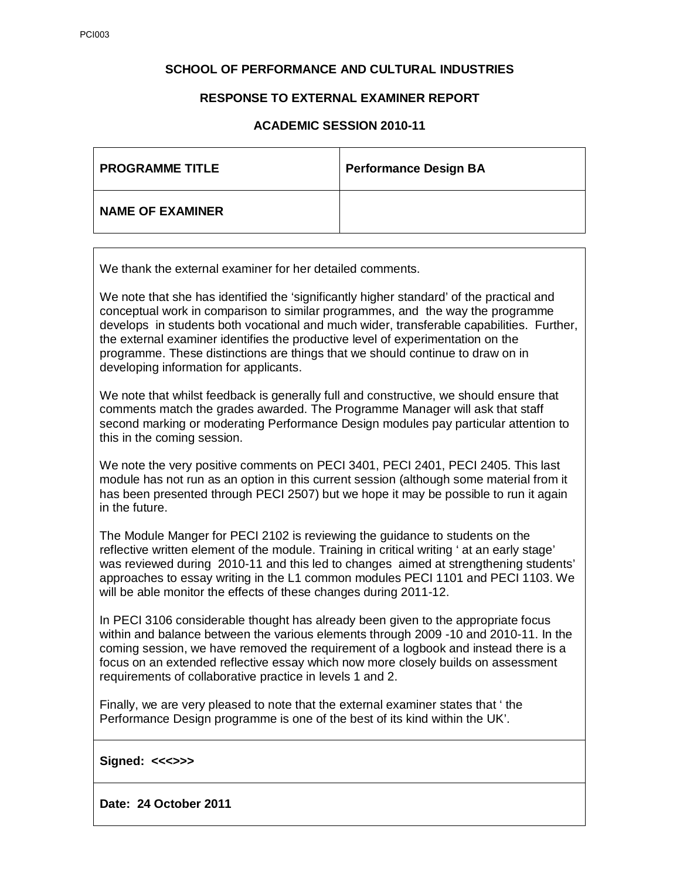PCI003

**SCHOOL OF PERFORMANCE AND CULTURAL INDUSTRIES**

**RESPONSE TO EXTERNAL EXAMINER REPORT**

**ACADEMIC SESSION 2010-11**

| | |
|---|---|
| **PROGRAMME TITLE** | **Performance Design BA** |
| **NAME OF EXAMINER** | |

We thank the external examiner for her detailed comments.

We note that she has identified the 'significantly higher standard' of the practical and conceptual work in comparison to similar programmes, and the way the programme develops in students both vocational and much wider, transferable capabilities. Further, the external examiner identifies the productive level of experimentation on the programme. These distinctions are things that we should continue to draw on in developing information for applicants.

We note that whilst feedback is generally full and constructive, we should ensure that comments match the grades awarded. The Programme Manager will ask that staff second marking or moderating Performance Design modules pay particular attention to this in the coming session.

We note the very positive comments on PECI 3401, PECI 2401, PECI 2405. This last module has not run as an option in this current session (although some material from it has been presented through PECI 2507) but we hope it may be possible to run it again in the future.

The Module Manger for PECI 2102 is reviewing the guidance to students on the reflective written element of the module. Training in critical writing ' at an early stage' was reviewed during 2010-11 and this led to changes aimed at strengthening students' approaches to essay writing in the L1 common modules PECI 1101 and PECI 1103. We will be able monitor the effects of these changes during 2011-12.

In PECI 3106 considerable thought has already been given to the appropriate focus within and balance between the various elements through 2009 -10 and 2010-11. In the coming session, we have removed the requirement of a logbook and instead there is a focus on an extended reflective essay which now more closely builds on assessment requirements of collaborative practice in levels 1 and 2.

Finally, we are very pleased to note that the external examiner states that ' the Performance Design programme is one of the best of its kind within the UK'.

**Signed: <<<>>>**

**Date: 24 October 2011**